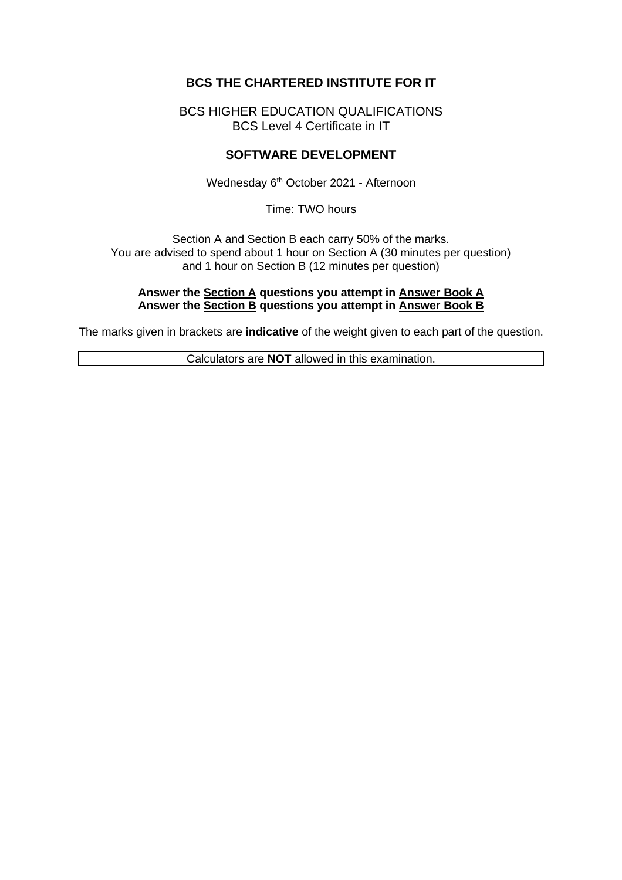# BCS THE CHARTERED INSTITUTE FOR IT

BCS HIGHER EDUCATION QUALIFICATIONS
BCS Level 4 Certificate in IT

## SOFTWARE DEVELOPMENT

Wednesday 6th October 2021 - Afternoon

Time: TWO hours

Section A and Section B each carry 50% of the marks.
You are advised to spend about 1 hour on Section A (30 minutes per question)
and 1 hour on Section B (12 minutes per question)

**Answer the Section A questions you attempt in Answer Book A**
**Answer the Section B questions you attempt in Answer Book B**

The marks given in brackets are **indicative** of the weight given to each part of the question.

Calculators are **NOT** allowed in this examination.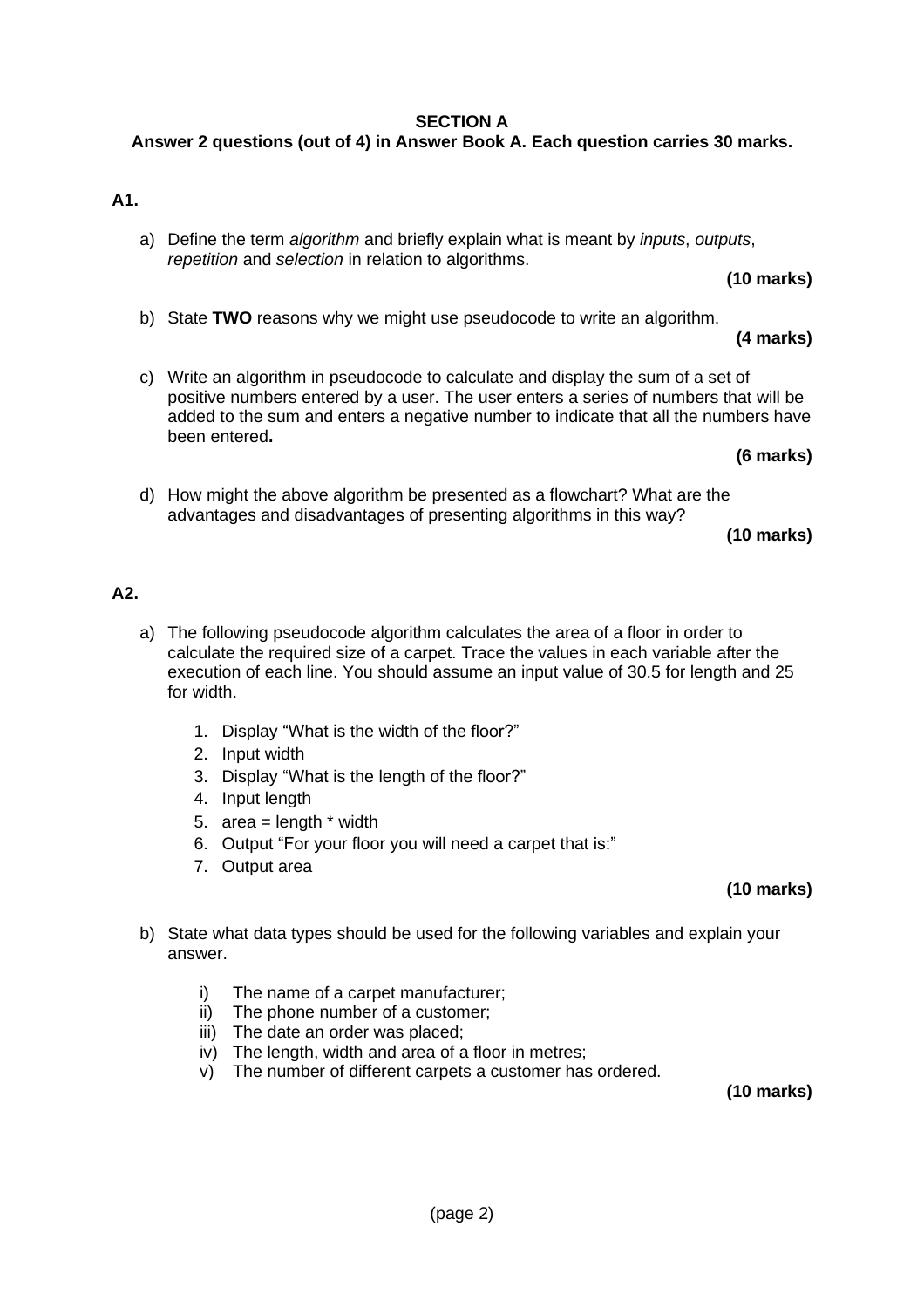## SECTION A

**Answer 2 questions (out of 4) in Answer Book A. Each question carries 30 marks.**

### A1.

a) Define the term *algorithm* and briefly explain what is meant by *inputs*, *outputs*, *repetition* and *selection* in relation to algorithms.

**(10 marks)**

b) State **TWO** reasons why we might use pseudocode to write an algorithm.

**(4 marks)**

c) Write an algorithm in pseudocode to calculate and display the sum of a set of positive numbers entered by a user. The user enters a series of numbers that will be added to the sum and enters a negative number to indicate that all the numbers have been entered**.**

**(6 marks)**

d) How might the above algorithm be presented as a flowchart? What are the advantages and disadvantages of presenting algorithms in this way?

**(10 marks)**

### A2.

a) The following pseudocode algorithm calculates the area of a floor in order to calculate the required size of a carpet. Trace the values in each variable after the execution of each line. You should assume an input value of 30.5 for length and 25 for width.

1. Display “What is the width of the floor?”
2. Input width
3. Display “What is the length of the floor?”
4. Input length
5. area = length * width
6. Output “For your floor you will need a carpet that is:”
7. Output area

**(10 marks)**

b) State what data types should be used for the following variables and explain your answer.

i) The name of a carpet manufacturer;
ii) The phone number of a customer;
iii) The date an order was placed;
iv) The length, width and area of a floor in metres;
v) The number of different carpets a customer has ordered.

**(10 marks)**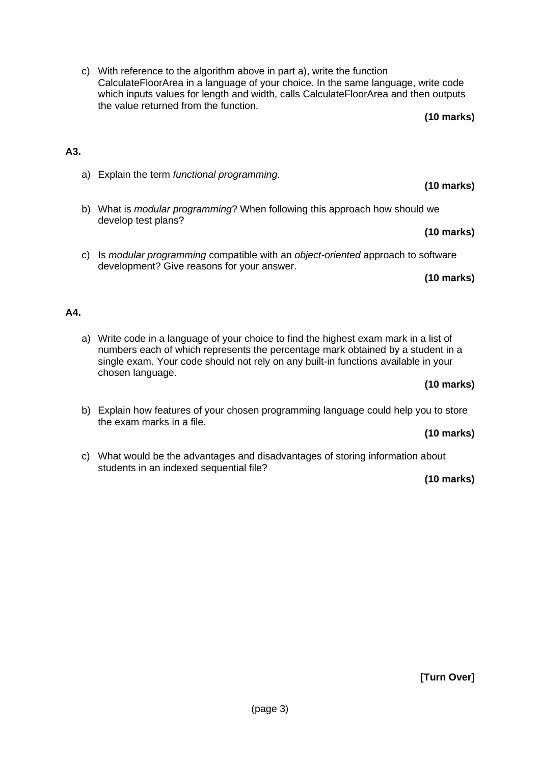c) With reference to the algorithm above in part a), write the function CalculateFloorArea in a language of your choice. In the same language, write code which inputs values for length and width, calls CalculateFloorArea and then outputs the value returned from the function.

**(10 marks)**

**A3.**

a) Explain the term *functional programming*.

**(10 marks)**

b) What is *modular programming*? When following this approach how should we develop test plans?

**(10 marks)**

c) Is *modular programming* compatible with an *object-oriented* approach to software development? Give reasons for your answer.

**(10 marks)**

**A4.**

a) Write code in a language of your choice to find the highest exam mark in a list of numbers each of which represents the percentage mark obtained by a student in a single exam. Your code should not rely on any built-in functions available in your chosen language.

**(10 marks)**

b) Explain how features of your chosen programming language could help you to store the exam marks in a file.

**(10 marks)**

c) What would be the advantages and disadvantages of storing information about students in an indexed sequential file?

**(10 marks)**

**[Turn Over]**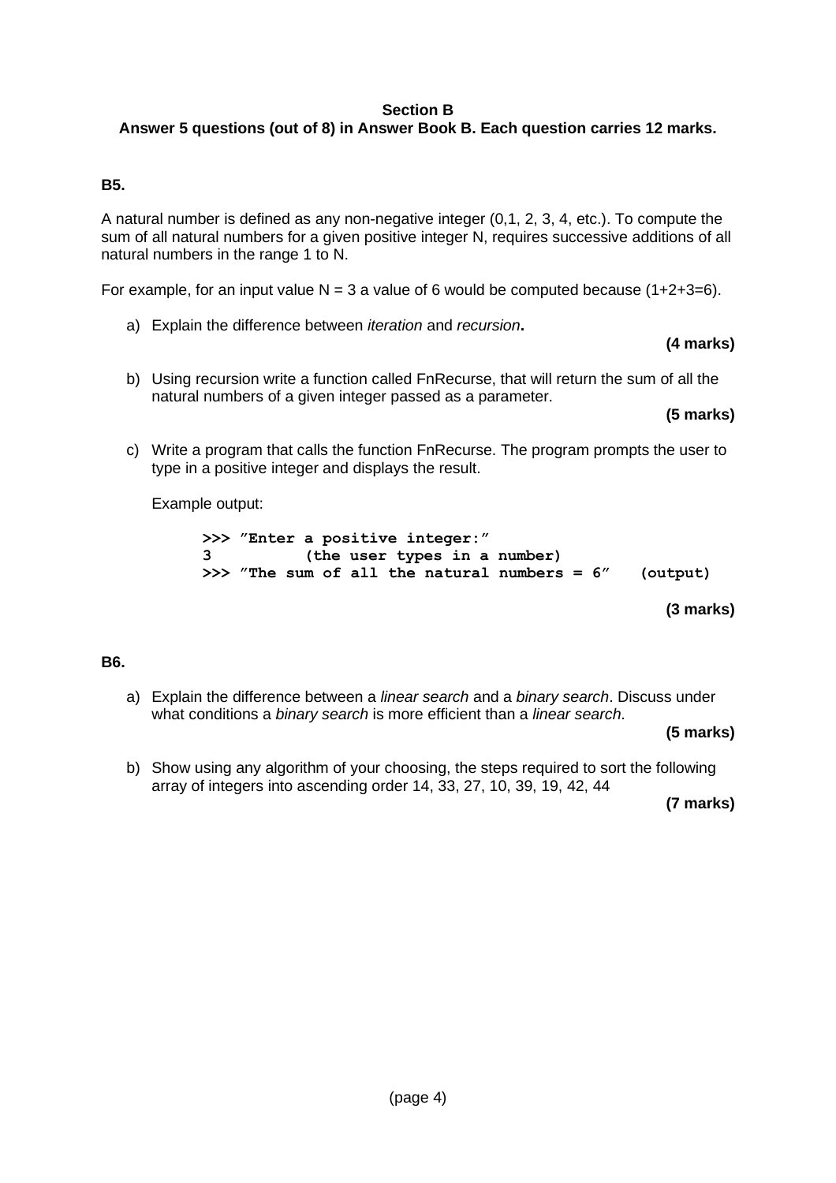## Section B

**Answer 5 questions (out of 8) in Answer Book B. Each question carries 12 marks.**

### B5.

A natural number is defined as any non-negative integer (0,1, 2, 3, 4, etc.). To compute the sum of all natural numbers for a given positive integer N, requires successive additions of all natural numbers in the range 1 to N.

For example, for an input value N = 3 a value of 6 would be computed because (1+2+3=6).

a) Explain the difference between *iteration* and *recursion*.

**(4 marks)**

b) Using recursion write a function called FnRecurse, that will return the sum of all the natural numbers of a given integer passed as a parameter.

**(5 marks)**

c) Write a program that calls the function FnRecurse. The program prompts the user to type in a positive integer and displays the result.

Example output:

```
>>> "Enter a positive integer:"
3          (the user types in a number)
>>> "The sum of all the natural numbers = 6"   (output)
```

**(3 marks)**

### B6.

a) Explain the difference between a *linear search* and a *binary search*. Discuss under what conditions a *binary search* is more efficient than a *linear search*.

**(5 marks)**

b) Show using any algorithm of your choosing, the steps required to sort the following array of integers into ascending order 14, 33, 27, 10, 39, 19, 42, 44

**(7 marks)**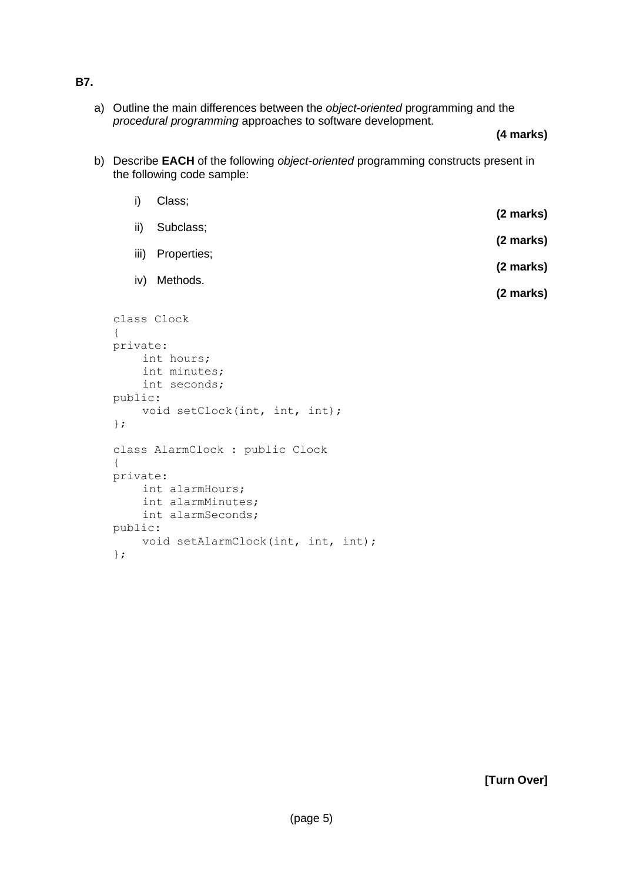**B7.**

a) Outline the main differences between the *object-oriented* programming and the *procedural programming* approaches to software development.

**(4 marks)**

b) Describe **EACH** of the following *object-oriented* programming constructs present in the following code sample:

i) Class;

**(2 marks)**

ii) Subclass;

**(2 marks)**

iii) Properties;

**(2 marks)**

iv) Methods.

**(2 marks)**

```
class Clock
{
private:
    int hours;
    int minutes;
    int seconds;
public:
    void setClock(int, int, int);
};

class AlarmClock : public Clock
{
private:
    int alarmHours;
    int alarmMinutes;
    int alarmSeconds;
public:
    void setAlarmClock(int, int, int);
};
```

**[Turn Over]**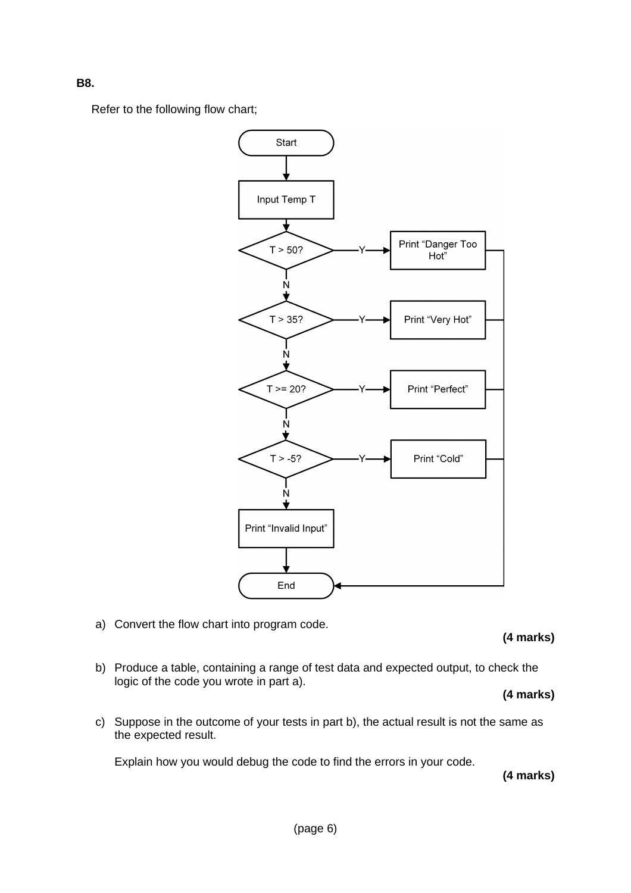**B8.**

Refer to the following flow chart;

a) Convert the flow chart into program code.

**(4 marks)**

b) Produce a table, containing a range of test data and expected output, to check the logic of the code you wrote in part a).

**(4 marks)**

c) Suppose in the outcome of your tests in part b), the actual result is not the same as the expected result.

Explain how you would debug the code to find the errors in your code.

**(4 marks)**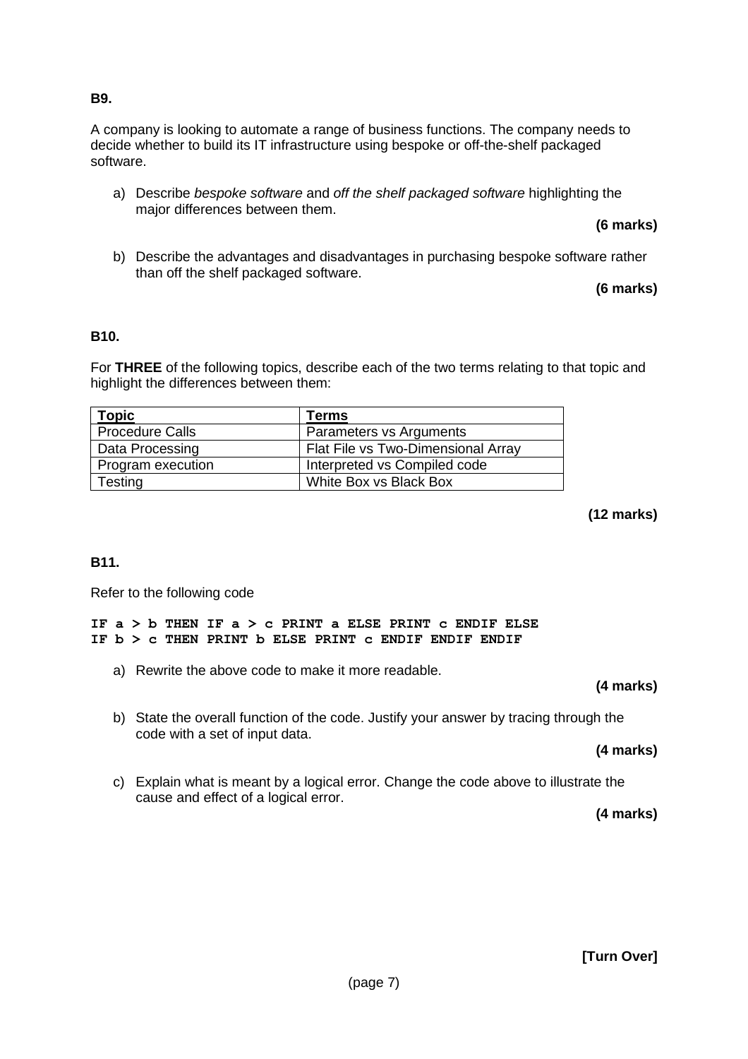**B9.**

A company is looking to automate a range of business functions. The company needs to decide whether to build its IT infrastructure using bespoke or off-the-shelf packaged software.

a) Describe *bespoke software* and *off the shelf packaged software* highlighting the major differences between them.

**(6 marks)**

b) Describe the advantages and disadvantages in purchasing bespoke software rather than off the shelf packaged software.

**(6 marks)**

**B10.**

For **THREE** of the following topics, describe each of the two terms relating to that topic and highlight the differences between them:

| Topic | Terms |
| --- | --- |
| Procedure Calls | Parameters vs Arguments |
| Data Processing | Flat File vs Two-Dimensional Array |
| Program execution | Interpreted vs Compiled code |
| Testing | White Box vs Black Box |

**(12 marks)**

**B11.**

Refer to the following code

```
IF a > b THEN IF a > c PRINT a ELSE PRINT c ENDIF ELSE
IF b > c THEN PRINT b ELSE PRINT c ENDIF ENDIF ENDIF
```

a) Rewrite the above code to make it more readable.

**(4 marks)**

b) State the overall function of the code. Justify your answer by tracing through the code with a set of input data.

**(4 marks)**

c) Explain what is meant by a logical error. Change the code above to illustrate the cause and effect of a logical error.

**(4 marks)**

**[Turn Over]**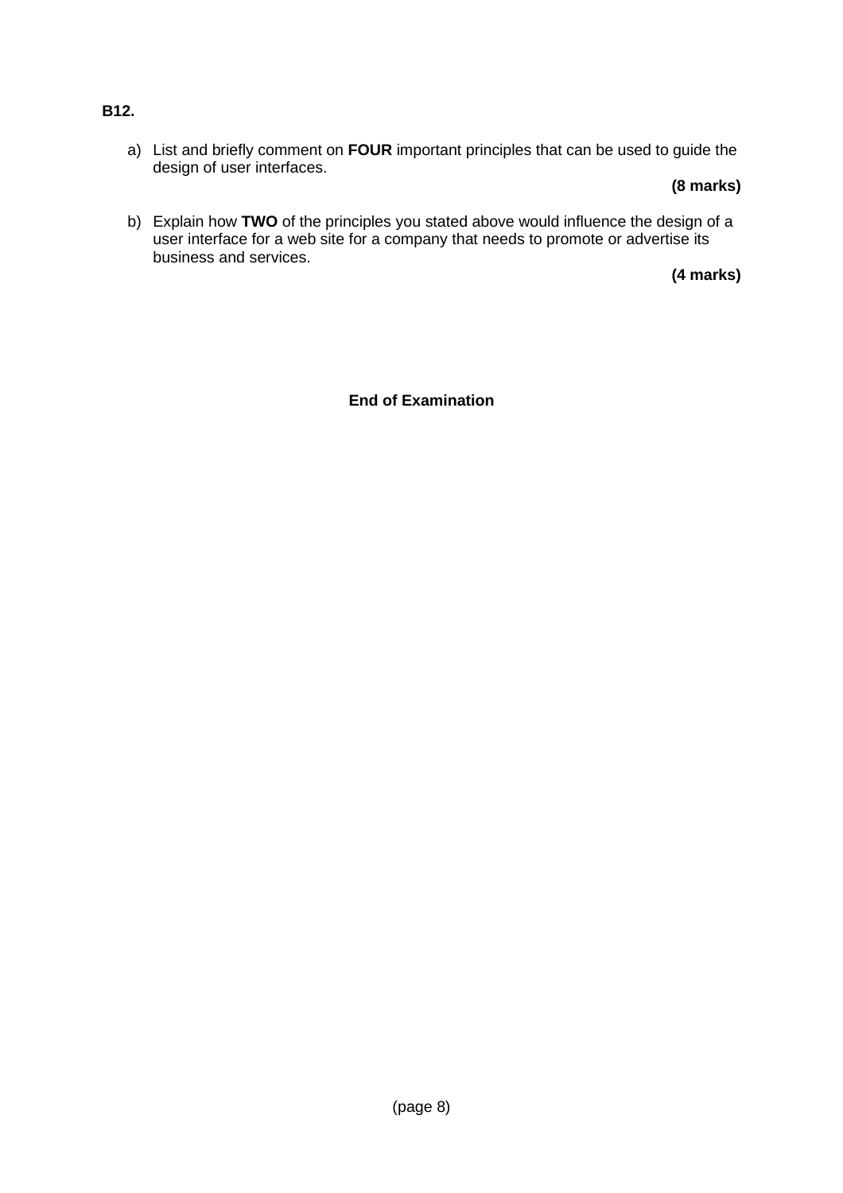**B12.**

a) List and briefly comment on **FOUR** important principles that can be used to guide the design of user interfaces.

**(8 marks)**

b) Explain how **TWO** of the principles you stated above would influence the design of a user interface for a web site for a company that needs to promote or advertise its business and services.

**(4 marks)**

**End of Examination**